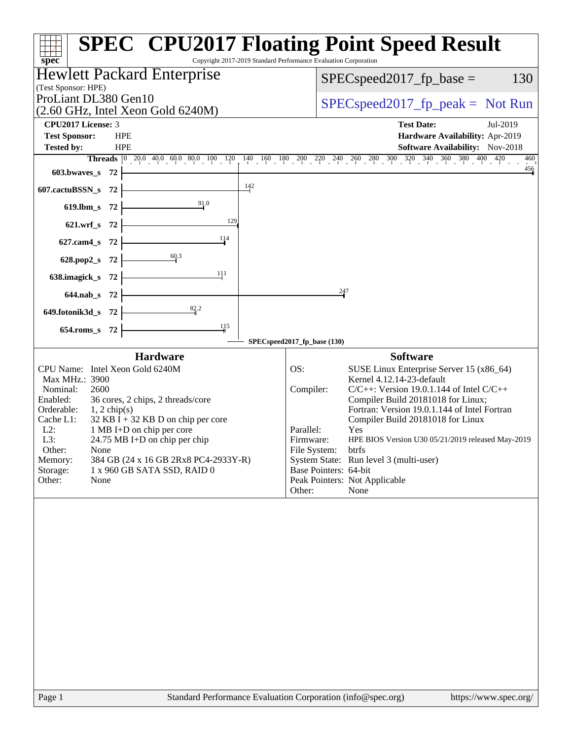# SPEC CPU2017 Floating Point Speed Result

Copyright 2017-2019 Standard Performance Evaluation Corporation

**Hewlett Packard Enterprise**
(Test Sponsor: HPE)
ProLiant DL380 Gen10
(2.60 GHz, Intel Xeon Gold 6240M)

SPECspeed2017_fp_base = 130

SPECspeed2017_fp_peak = Not Run

| | | | |
|---|---|---|---|
| **CPU2017 License:** | 3 | **Test Date:** | Jul-2019 |
| **Test Sponsor:** | HPE | **Hardware Availability:** | Apr-2019 |
| **Tested by:** | HPE | **Software Availability:** | Nov-2018 |

| Benchmark | Threads | Base Ratio |
|---|---|---|
| 603.bwaves_s | 72 | 456 |
| 607.cactuBSSN_s | 72 | 142 |
| 619.lbm_s | 72 | 91.0 |
| 621.wrf_s | 72 | 129 |
| 627.cam4_s | 72 | 114 |
| 628.pop2_s | 72 | 60.3 |
| 638.imagick_s | 72 | 111 |
| 644.nab_s | 72 | 247 |
| 649.fotonik3d_s | 72 | 82.2 |
| 654.roms_s | 72 | 115 |

SPECspeed2017_fp_base (130)

## Hardware

| | |
|---|---|
| CPU Name: | Intel Xeon Gold 6240M |
| Max MHz.: | 3900 |
| Nominal: | 2600 |
| Enabled: | 36 cores, 2 chips, 2 threads/core |
| Orderable: | 1, 2 chip(s) |
| Cache L1: | 32 KB I + 32 KB D on chip per core |
| L2: | 1 MB I+D on chip per core |
| L3: | 24.75 MB I+D on chip per chip |
| Other: | None |
| Memory: | 384 GB (24 x 16 GB 2Rx8 PC4-2933Y-R) |
| Storage: | 1 x 960 GB SATA SSD, RAID 0 |
| Other: | None |

## Software

| | |
|---|---|
| OS: | SUSE Linux Enterprise Server 15 (x86_64) Kernel 4.12.14-23-default |
| Compiler: | C/C++: Version 19.0.1.144 of Intel C/C++ Compiler Build 20181018 for Linux; Fortran: Version 19.0.1.144 of Intel Fortran Compiler Build 20181018 for Linux |
| Parallel: | Yes |
| Firmware: | HPE BIOS Version U30 05/21/2019 released May-2019 |
| File System: | btrfs |
| System State: | Run level 3 (multi-user) |
| Base Pointers: | 64-bit |
| Peak Pointers: | Not Applicable |
| Other: | None |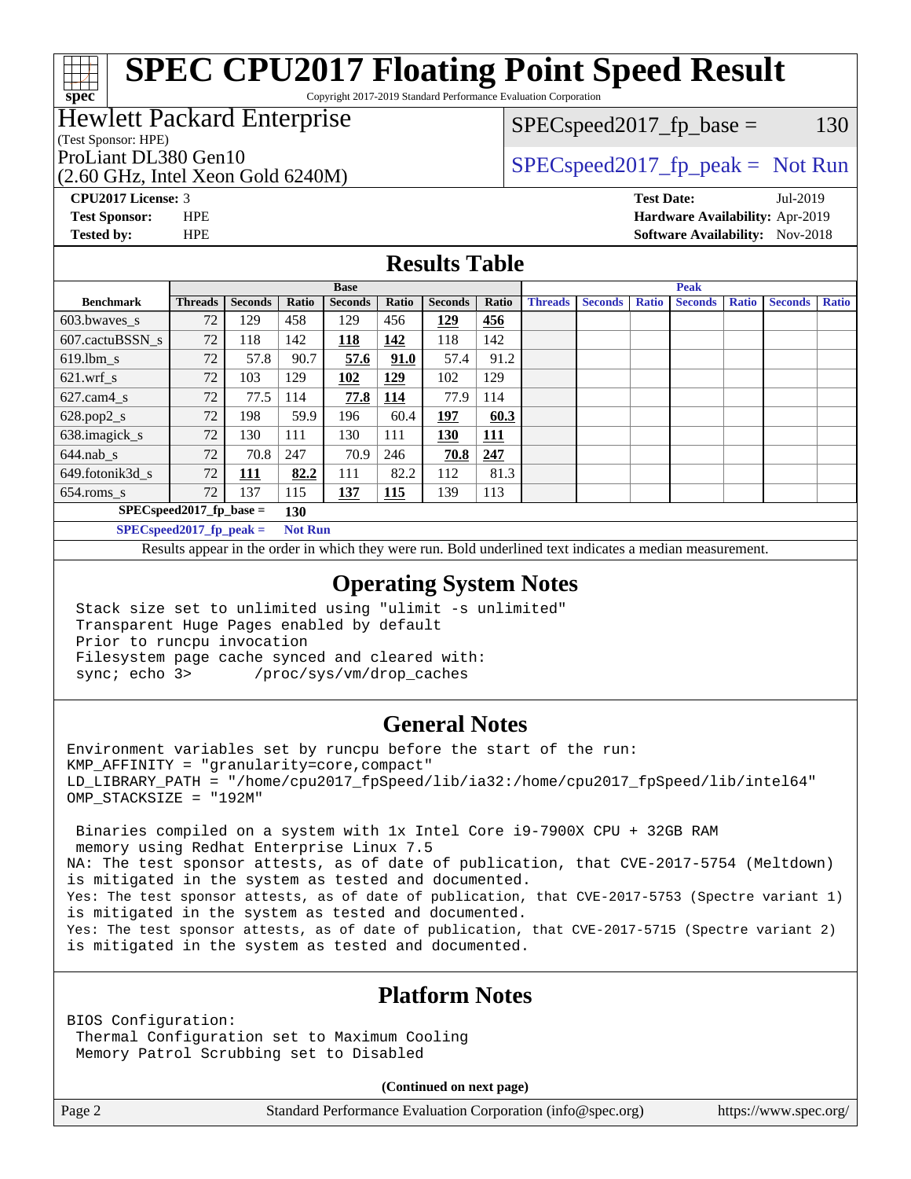# SPEC CPU2017 Floating Point Speed Result

Copyright 2017-2019 Standard Performance Evaluation Corporation

**Hewlett Packard Enterprise**
(Test Sponsor: HPE)
ProLiant DL380 Gen10
(2.60 GHz, Intel Xeon Gold 6240M)

SPECspeed2017_fp_base = 130

SPECspeed2017_fp_peak = Not Run

**CPU2017 License:** 3
**Test Sponsor:** HPE
**Tested by:** HPE

**Test Date:** Jul-2019
**Hardware Availability:** Apr-2019
**Software Availability:** Nov-2018

## Results Table

| Benchmark | Base | | | | | | | Peak | | | | | | |
|---|---|---|---|---|---|---|---|---|---|---|---|---|---|---|
| | Threads | Seconds | Ratio | Seconds | Ratio | Seconds | Ratio | Threads | Seconds | Ratio | Seconds | Ratio | Seconds | Ratio |
| 603.bwaves_s | 72 | 129 | 458 | 129 | 456 | **129** | **456** | | | | | | | |
| 607.cactuBSSN_s | 72 | 118 | 142 | **118** | **142** | 118 | 142 | | | | | | | |
| 619.lbm_s | 72 | 57.8 | 90.7 | **57.6** | **91.0** | 57.4 | 91.2 | | | | | | | |
| 621.wrf_s | 72 | 103 | 129 | **102** | **129** | 102 | 129 | | | | | | | |
| 627.cam4_s | 72 | 77.5 | 114 | **77.8** | **114** | 77.9 | 114 | | | | | | | |
| 628.pop2_s | 72 | 198 | 59.9 | 196 | 60.4 | **197** | **60.3** | | | | | | | |
| 638.imagick_s | 72 | 130 | 111 | 130 | 111 | **130** | **111** | | | | | | | |
| 644.nab_s | 72 | 70.8 | 247 | 70.9 | 246 | **70.8** | **247** | | | | | | | |
| 649.fotonik3d_s | 72 | **111** | **82.2** | 111 | 82.2 | 112 | 81.3 | | | | | | | |
| 654.roms_s | 72 | 137 | 115 | **137** | **115** | 139 | 113 | | | | | | | |

**SPECspeed2017_fp_base = 130**

**SPECspeed2017_fp_peak = Not Run**

Results appear in the order in which they were run. Bold underlined text indicates a median measurement.

## Operating System Notes

```
Stack size set to unlimited using "ulimit -s unlimited"
Transparent Huge Pages enabled by default
Prior to runcpu invocation
Filesystem page cache synced and cleared with:
sync; echo 3>       /proc/sys/vm/drop_caches
```

## General Notes

```
Environment variables set by runcpu before the start of the run:
KMP_AFFINITY = "granularity=core,compact"
LD_LIBRARY_PATH = "/home/cpu2017_fpSpeed/lib/ia32:/home/cpu2017_fpSpeed/lib/intel64"
OMP_STACKSIZE = "192M"

 Binaries compiled on a system with 1x Intel Core i9-7900X CPU + 32GB RAM
 memory using Redhat Enterprise Linux 7.5
NA: The test sponsor attests, as of date of publication, that CVE-2017-5754 (Meltdown)
is mitigated in the system as tested and documented.
Yes: The test sponsor attests, as of date of publication, that CVE-2017-5753 (Spectre variant 1)
is mitigated in the system as tested and documented.
Yes: The test sponsor attests, as of date of publication, that CVE-2017-5715 (Spectre variant 2)
is mitigated in the system as tested and documented.
```

## Platform Notes

```
BIOS Configuration:
 Thermal Configuration set to Maximum Cooling
 Memory Patrol Scrubbing set to Disabled
```

**(Continued on next page)**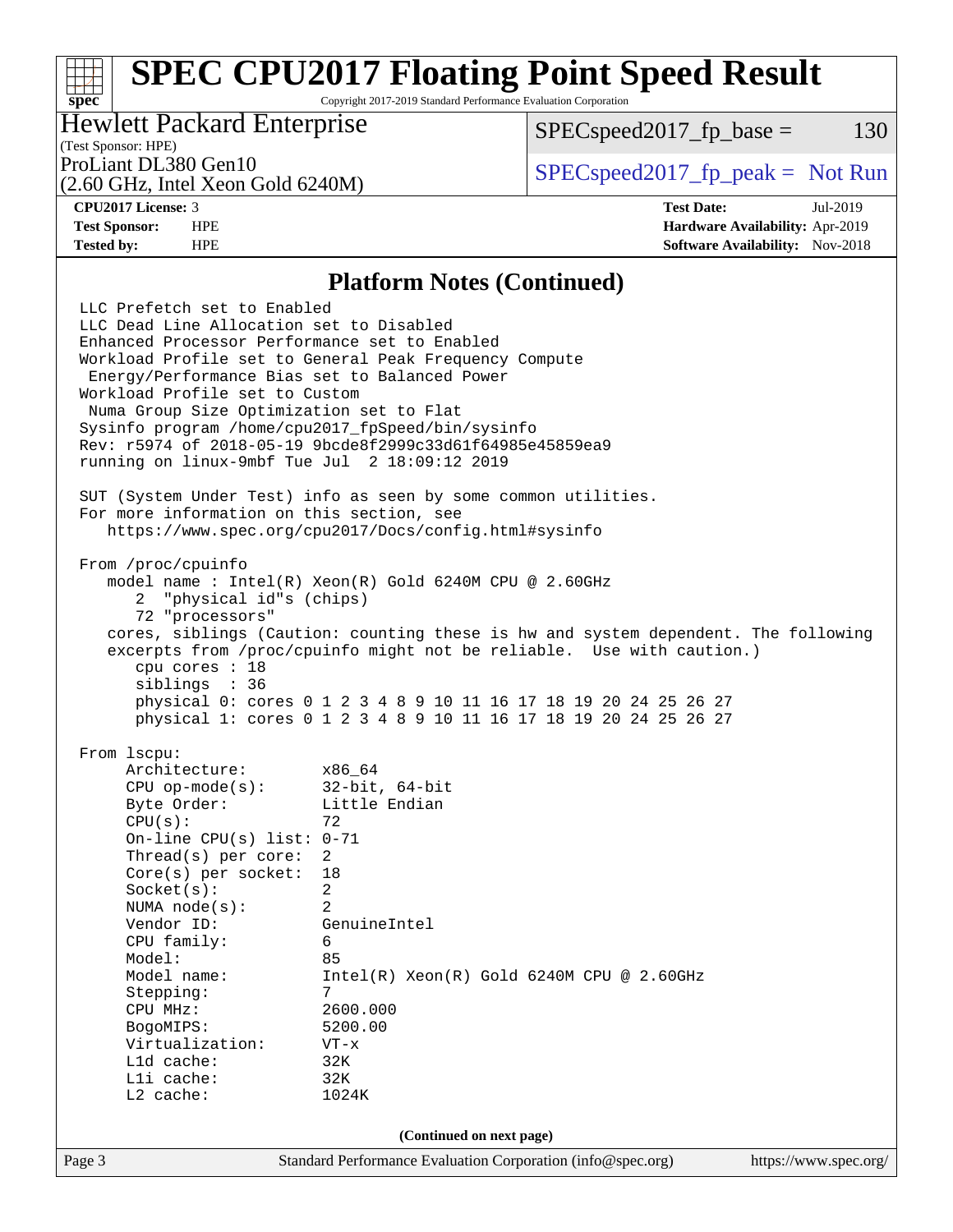# SPEC CPU2017 Floating Point Speed Result

Copyright 2017-2019 Standard Performance Evaluation Corporation

**Hewlett Packard Enterprise**
(Test Sponsor: HPE)
ProLiant DL380 Gen10
(2.60 GHz, Intel Xeon Gold 6240M)

SPECspeed2017_fp_base = 130

SPECspeed2017_fp_peak = Not Run

**CPU2017 License:** 3
**Test Sponsor:** HPE
**Tested by:** HPE

**Test Date:** Jul-2019
**Hardware Availability:** Apr-2019
**Software Availability:** Nov-2018

## Platform Notes (Continued)

```
LLC Prefetch set to Enabled
LLC Dead Line Allocation set to Disabled
Enhanced Processor Performance set to Enabled
Workload Profile set to General Peak Frequency Compute
 Energy/Performance Bias set to Balanced Power
Workload Profile set to Custom
 Numa Group Size Optimization set to Flat
Sysinfo program /home/cpu2017_fpSpeed/bin/sysinfo
Rev: r5974 of 2018-05-19 9bcde8f2999c33d61f64985e45859ea9
running on linux-9mbf Tue Jul  2 18:09:12 2019

SUT (System Under Test) info as seen by some common utilities.
For more information on this section, see
   https://www.spec.org/cpu2017/Docs/config.html#sysinfo

From /proc/cpuinfo
   model name : Intel(R) Xeon(R) Gold 6240M CPU @ 2.60GHz
      2  "physical id"s (chips)
      72 "processors"
   cores, siblings (Caution: counting these is hw and system dependent. The following
   excerpts from /proc/cpuinfo might not be reliable.  Use with caution.)
      cpu cores : 18
      siblings  : 36
      physical 0: cores 0 1 2 3 4 8 9 10 11 16 17 18 19 20 24 25 26 27
      physical 1: cores 0 1 2 3 4 8 9 10 11 16 17 18 19 20 24 25 26 27

From lscpu:
     Architecture:          x86_64
     CPU op-mode(s):        32-bit, 64-bit
     Byte Order:            Little Endian
     CPU(s):                72
     On-line CPU(s) list: 0-71
     Thread(s) per core:  2
     Core(s) per socket:  18
     Socket(s):             2
     NUMA node(s):          2
     Vendor ID:             GenuineIntel
     CPU family:            6
     Model:                 85
     Model name:            Intel(R) Xeon(R) Gold 6240M CPU @ 2.60GHz
     Stepping:              7
     CPU MHz:               2600.000
     BogoMIPS:              5200.00
     Virtualization:        VT-x
     L1d cache:             32K
     L1i cache:             32K
     L2 cache:              1024K
```

**(Continued on next page)**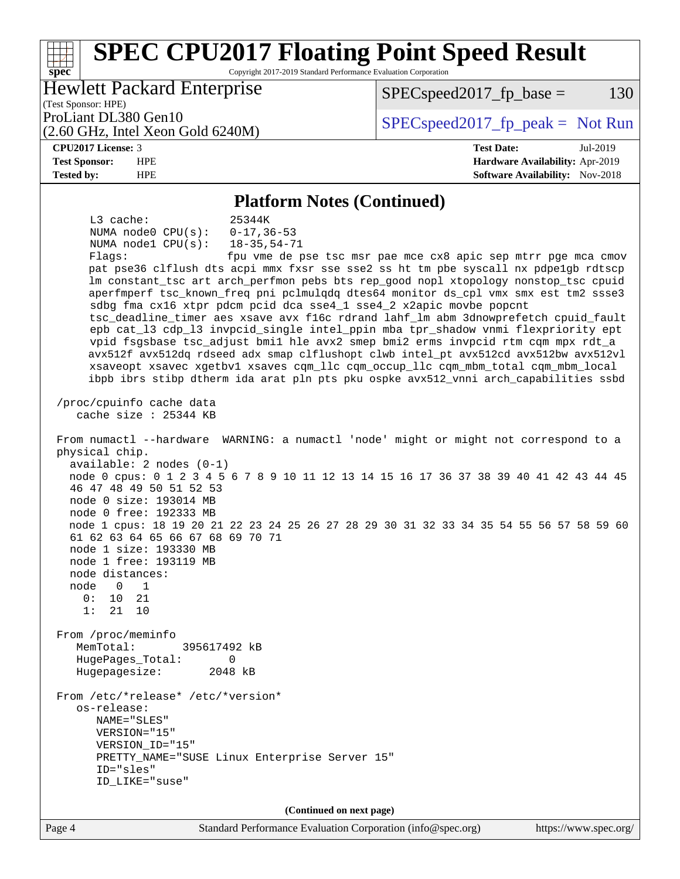## Platform Notes (Continued)

```
      L3 cache:              25344K
      NUMA node0 CPU(s):     0-17,36-53
      NUMA node1 CPU(s):     18-35,54-71
      Flags:                 fpu vme de pse tsc msr pae mce cx8 apic sep mtrr pge mca cmov
      pat pse36 clflush dts acpi mmx fxsr sse sse2 ss ht tm pbe syscall nx pdpe1gb rdtscp
      lm constant_tsc art arch_perfmon pebs bts rep_good nopl xtopology nonstop_tsc cpuid
      aperfmperf tsc_known_freq pni pclmulqdq dtes64 monitor ds_cpl vmx smx est tm2 ssse3
      sdbg fma cx16 xtpr pdcm pcid dca sse4_1 sse4_2 x2apic movbe popcnt
      tsc_deadline_timer aes xsave avx f16c rdrand lahf_lm abm 3dnowprefetch cpuid_fault
      epb cat_l3 cdp_l3 invpcid_single intel_ppin mba tpr_shadow vnmi flexpriority ept
      vpid fsgsbase tsc_adjust bmi1 hle avx2 smep bmi2 erms invpcid rtm cqm mpx rdt_a
      avx512f avx512dq rdseed adx smap clflushopt clwb intel_pt avx512cd avx512bw avx512vl
      xsaveopt xsavec xgetbv1 xsaves cqm_llc cqm_occup_llc cqm_mbm_total cqm_mbm_local
      ibpb ibrs stibp dtherm ida arat pln pts pku ospke avx512_vnni arch_capabilities ssbd

 /proc/cpuinfo cache data
    cache size : 25344 KB

 From numactl --hardware  WARNING: a numactl 'node' might or might not correspond to a
 physical chip.
   available: 2 nodes (0-1)
   node 0 cpus: 0 1 2 3 4 5 6 7 8 9 10 11 12 13 14 15 16 17 36 37 38 39 40 41 42 43 44 45
   46 47 48 49 50 51 52 53
   node 0 size: 193014 MB
   node 0 free: 192333 MB
   node 1 cpus: 18 19 20 21 22 23 24 25 26 27 28 29 30 31 32 33 34 35 54 55 56 57 58 59 60
   61 62 63 64 65 66 67 68 69 70 71
   node 1 size: 193330 MB
   node 1 free: 193119 MB
   node distances:
   node   0   1
     0:  10  21
     1:  21  10

 From /proc/meminfo
    MemTotal:       395617492 kB
    HugePages_Total:       0
    Hugepagesize:       2048 kB

 From /etc/*release* /etc/*version*
    os-release:
       NAME="SLES"
       VERSION="15"
       VERSION_ID="15"
       PRETTY_NAME="SUSE Linux Enterprise Server 15"
       ID="sles"
       ID_LIKE="suse"
```

**(Continued on next page)**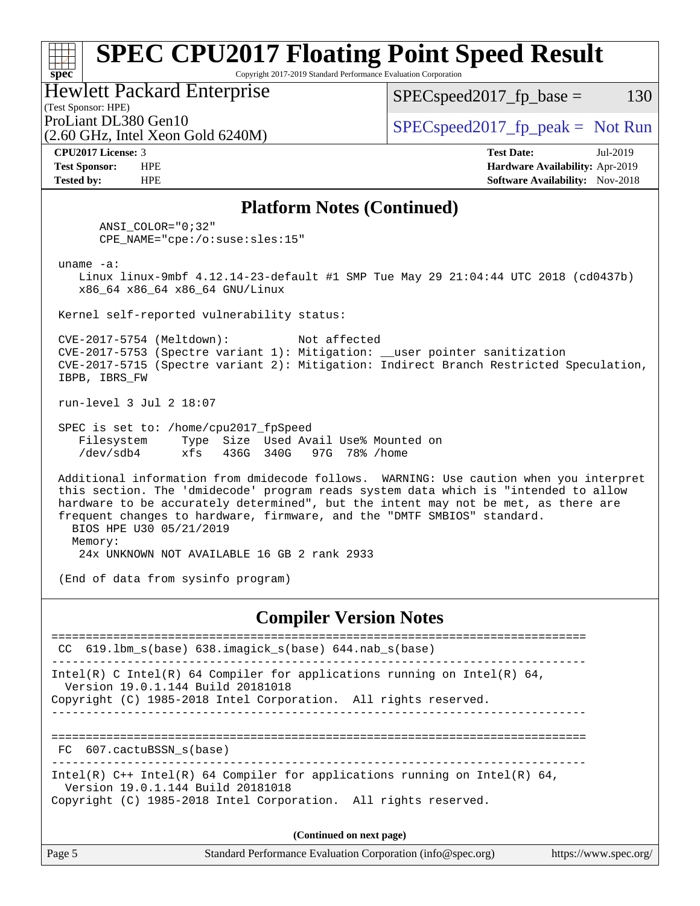## Platform Notes (Continued)

```
      ANSI_COLOR="0;32"
      CPE_NAME="cpe:/o:suse:sles:15"

 uname -a:
    Linux linux-9mbf 4.12.14-23-default #1 SMP Tue May 29 21:04:44 UTC 2018 (cd0437b)
    x86_64 x86_64 x86_64 GNU/Linux

 Kernel self-reported vulnerability status:

 CVE-2017-5754 (Meltdown):          Not affected
 CVE-2017-5753 (Spectre variant 1): Mitigation: __user pointer sanitization
 CVE-2017-5715 (Spectre variant 2): Mitigation: Indirect Branch Restricted Speculation,
 IBPB, IBRS_FW

 run-level 3 Jul 2 18:07

 SPEC is set to: /home/cpu2017_fpSpeed
    Filesystem     Type  Size  Used Avail Use% Mounted on
    /dev/sdb4      xfs   436G  340G   97G  78% /home

 Additional information from dmidecode follows.  WARNING: Use caution when you interpret
 this section. The 'dmidecode' program reads system data which is "intended to allow
 hardware to be accurately determined", but the intent may not be met, as there are
 frequent changes to hardware, firmware, and the "DMTF SMBIOS" standard.
   BIOS HPE U30 05/21/2019
   Memory:
    24x UNKNOWN NOT AVAILABLE 16 GB 2 rank 2933

 (End of data from sysinfo program)
```

## Compiler Version Notes

```
==============================================================================
 CC  619.lbm_s(base) 638.imagick_s(base) 644.nab_s(base)
------------------------------------------------------------------------------
Intel(R) C Intel(R) 64 Compiler for applications running on Intel(R) 64,
  Version 19.0.1.144 Build 20181018
Copyright (C) 1985-2018 Intel Corporation.  All rights reserved.
------------------------------------------------------------------------------

==============================================================================
 FC  607.cactuBSSN_s(base)
------------------------------------------------------------------------------
Intel(R) C++ Intel(R) 64 Compiler for applications running on Intel(R) 64,
  Version 19.0.1.144 Build 20181018
Copyright (C) 1985-2018 Intel Corporation.  All rights reserved.
```

**(Continued on next page)**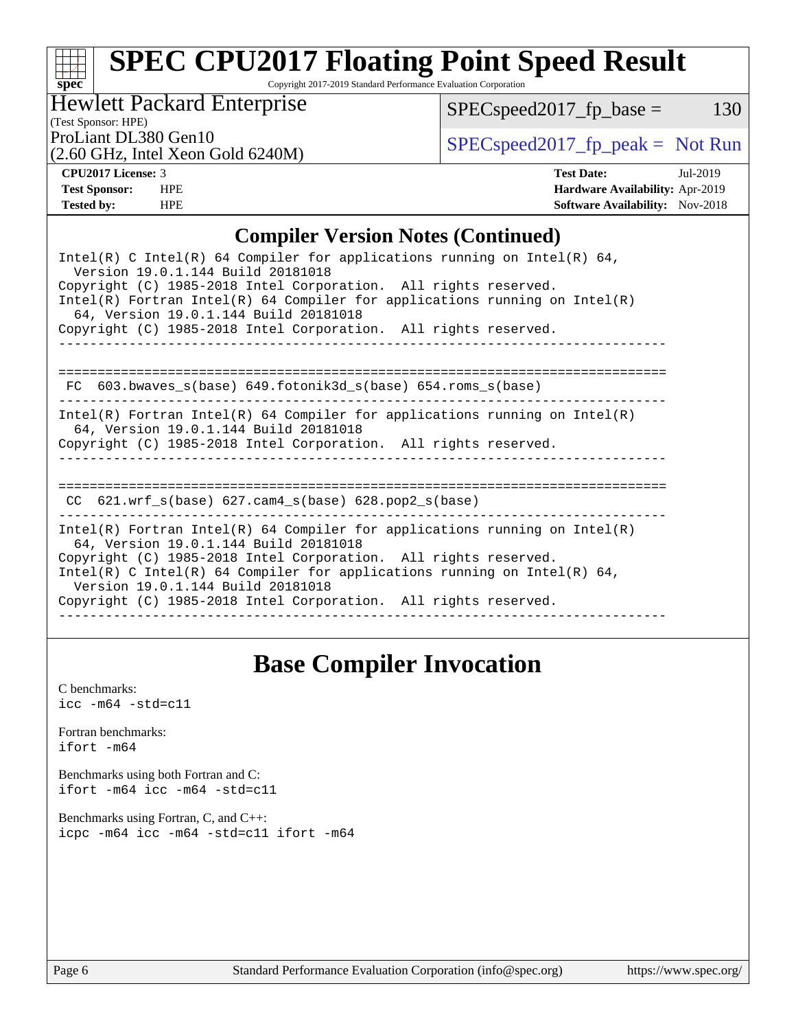# SPEC CPU2017 Floating Point Speed Result

Copyright 2017-2019 Standard Performance Evaluation Corporation

**Hewlett Packard Enterprise**
(Test Sponsor: HPE)
ProLiant DL380 Gen10
(2.60 GHz, Intel Xeon Gold 6240M)

SPECspeed2017_fp_base = 130

SPECspeed2017_fp_peak = Not Run

| | | | |
|---|---|---|---|
| **CPU2017 License:** | 3 | **Test Date:** | Jul-2019 |
| **Test Sponsor:** | HPE | **Hardware Availability:** | Apr-2019 |
| **Tested by:** | HPE | **Software Availability:** | Nov-2018 |

## Compiler Version Notes (Continued)

```
Intel(R) C Intel(R) 64 Compiler for applications running on Intel(R) 64,
  Version 19.0.1.144 Build 20181018
Copyright (C) 1985-2018 Intel Corporation.  All rights reserved.
Intel(R) Fortran Intel(R) 64 Compiler for applications running on Intel(R)
  64, Version 19.0.1.144 Build 20181018
Copyright (C) 1985-2018 Intel Corporation.  All rights reserved.
------------------------------------------------------------------------------

==============================================================================
 FC  603.bwaves_s(base) 649.fotonik3d_s(base) 654.roms_s(base)
------------------------------------------------------------------------------
Intel(R) Fortran Intel(R) 64 Compiler for applications running on Intel(R)
  64, Version 19.0.1.144 Build 20181018
Copyright (C) 1985-2018 Intel Corporation.  All rights reserved.
------------------------------------------------------------------------------

==============================================================================
 CC  621.wrf_s(base) 627.cam4_s(base) 628.pop2_s(base)
------------------------------------------------------------------------------
Intel(R) Fortran Intel(R) 64 Compiler for applications running on Intel(R)
  64, Version 19.0.1.144 Build 20181018
Copyright (C) 1985-2018 Intel Corporation.  All rights reserved.
Intel(R) C Intel(R) 64 Compiler for applications running on Intel(R) 64,
  Version 19.0.1.144 Build 20181018
Copyright (C) 1985-2018 Intel Corporation.  All rights reserved.
------------------------------------------------------------------------------
```

## Base Compiler Invocation

C benchmarks:
`icc -m64 -std=c11`

Fortran benchmarks:
`ifort -m64`

Benchmarks using both Fortran and C:
`ifort -m64 icc -m64 -std=c11`

Benchmarks using Fortran, C, and C++:
`icpc -m64 icc -m64 -std=c11 ifort -m64`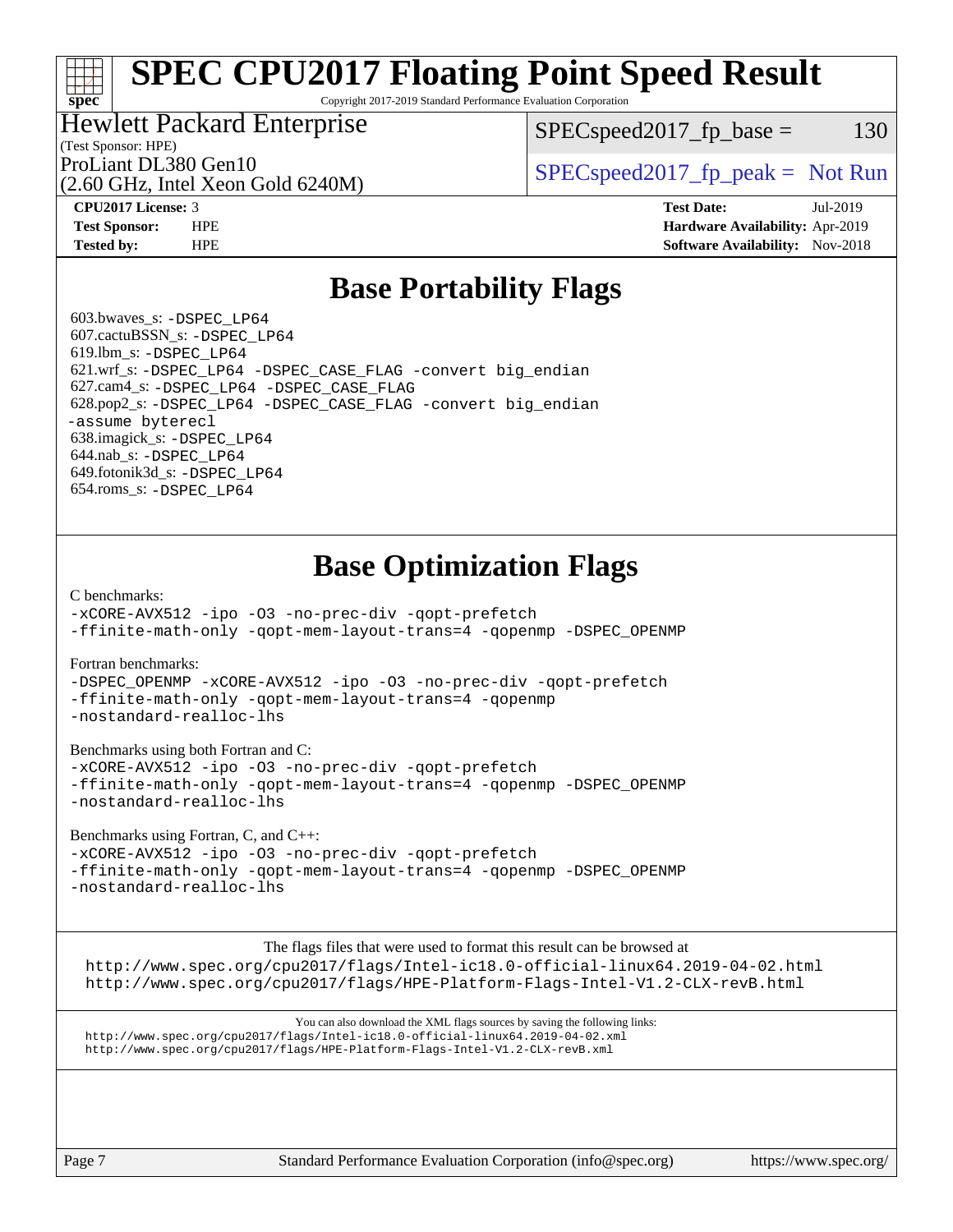# SPEC CPU2017 Floating Point Speed Result

Copyright 2017-2019 Standard Performance Evaluation Corporation

**Hewlett Packard Enterprise**
(Test Sponsor: HPE)
ProLiant DL380 Gen10
(2.60 GHz, Intel Xeon Gold 6240M)

SPECspeed2017_fp_base = 130

SPECspeed2017_fp_peak = Not Run

**CPU2017 License:** 3
**Test Sponsor:** HPE
**Tested by:** HPE

**Test Date:** Jul-2019
**Hardware Availability:** Apr-2019
**Software Availability:** Nov-2018

## Base Portability Flags

603.bwaves_s: -DSPEC_LP64
607.cactuBSSN_s: -DSPEC_LP64
619.lbm_s: -DSPEC_LP64
621.wrf_s: -DSPEC_LP64 -DSPEC_CASE_FLAG -convert big_endian
627.cam4_s: -DSPEC_LP64 -DSPEC_CASE_FLAG
628.pop2_s: -DSPEC_LP64 -DSPEC_CASE_FLAG -convert big_endian -assume byterecl
638.imagick_s: -DSPEC_LP64
644.nab_s: -DSPEC_LP64
649.fotonik3d_s: -DSPEC_LP64
654.roms_s: -DSPEC_LP64

## Base Optimization Flags

C benchmarks:
-xCORE-AVX512 -ipo -O3 -no-prec-div -qopt-prefetch -ffinite-math-only -qopt-mem-layout-trans=4 -qopenmp -DSPEC_OPENMP

Fortran benchmarks:
-DSPEC_OPENMP -xCORE-AVX512 -ipo -O3 -no-prec-div -qopt-prefetch -ffinite-math-only -qopt-mem-layout-trans=4 -qopenmp -nostandard-realloc-lhs

Benchmarks using both Fortran and C:
-xCORE-AVX512 -ipo -O3 -no-prec-div -qopt-prefetch -ffinite-math-only -qopt-mem-layout-trans=4 -qopenmp -DSPEC_OPENMP -nostandard-realloc-lhs

Benchmarks using Fortran, C, and C++:
-xCORE-AVX512 -ipo -O3 -no-prec-div -qopt-prefetch -ffinite-math-only -qopt-mem-layout-trans=4 -qopenmp -DSPEC_OPENMP -nostandard-realloc-lhs

The flags files that were used to format this result can be browsed at
http://www.spec.org/cpu2017/flags/Intel-ic18.0-official-linux64.2019-04-02.html
http://www.spec.org/cpu2017/flags/HPE-Platform-Flags-Intel-V1.2-CLX-revB.html

You can also download the XML flags sources by saving the following links:
http://www.spec.org/cpu2017/flags/Intel-ic18.0-official-linux64.2019-04-02.xml
http://www.spec.org/cpu2017/flags/HPE-Platform-Flags-Intel-V1.2-CLX-revB.xml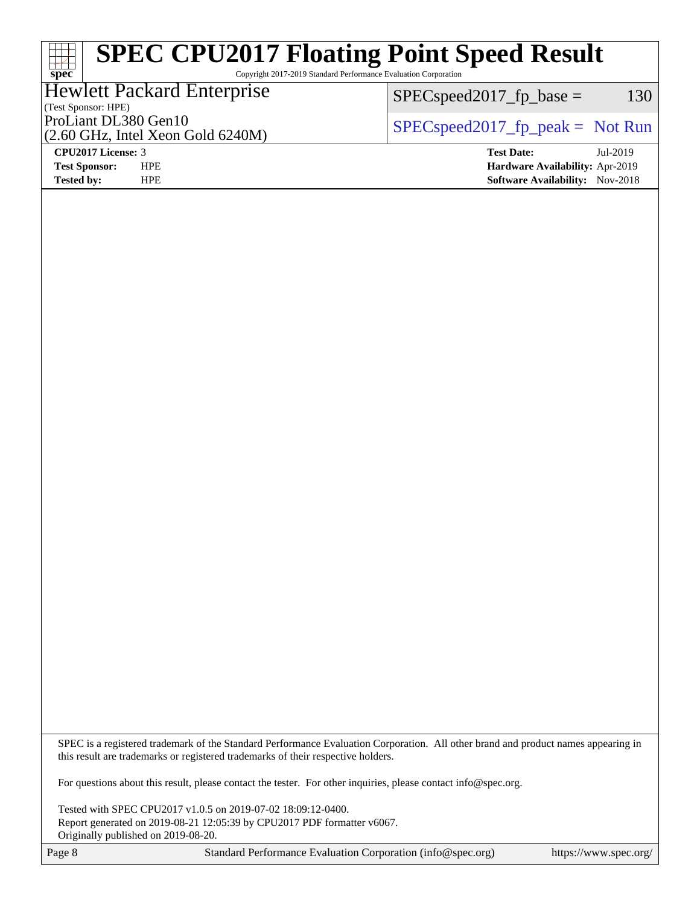SPEC is a registered trademark of the Standard Performance Evaluation Corporation. All other brand and product names appearing in this result are trademarks or registered trademarks of their respective holders.

For questions about this result, please contact the tester. For other inquiries, please contact info@spec.org.

Tested with SPEC CPU2017 v1.0.5 on 2019-07-02 18:09:12-0400.
Report generated on 2019-08-21 12:05:39 by CPU2017 PDF formatter v6067.
Originally published on 2019-08-20.